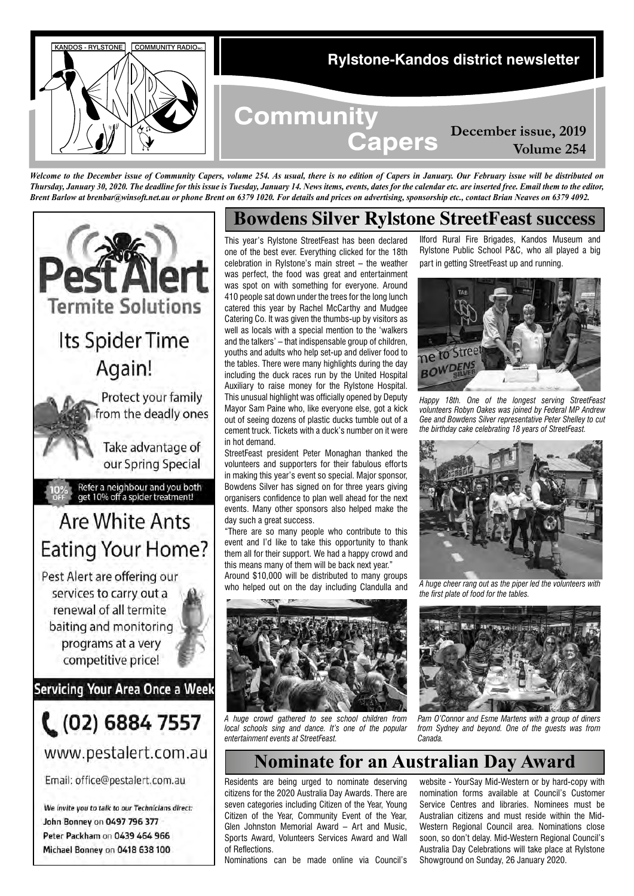KANDOS - RYLSTONE COMMUNITY RADIO INC.

**Rylstone-Kandos district newsletter**

# Community Capers

**December issue, 2019**
**Volume 254**

*Welcome to the December issue of Community Capers, volume 254. As usual, there is no edition of Capers in January. Our February issue will be distributed on Thursday, January 30, 2020. The deadline for this issue is Tuesday, January 14. News items, events, dates for the calendar etc. are inserted free. Email them to the editor, Brent Barlow at brenbar@winsoft.net.au or phone Brent on 6379 1020. For details and prices on advertising, sponsorship etc., contact Brian Neaves on 6379 4092.*

## Bowdens Silver Rylstone StreetFeast success

This year's Rylstone StreetFeast has been declared one of the best ever. Everything clicked for the 18th celebration in Rylstone's main street – the weather was perfect, the food was great and entertainment was spot on with something for everyone. Around 410 people sat down under the trees for the long lunch catered this year by Rachel McCarthy and Mudgee Catering Co. It was given the thumbs-up by visitors as well as locals with a special mention to the 'walkers and the talkers' – that indispensable group of children, youths and adults who help set-up and deliver food to the tables. There were many highlights during the day including the duck races run by the United Hospital Auxiliary to raise money for the Rylstone Hospital. This unusual highlight was officially opened by Deputy Mayor Sam Paine who, like everyone else, got a kick out of seeing dozens of plastic ducks tumble out of a cement truck. Tickets with a duck's number on it were in hot demand.

StreetFeast president Peter Monaghan thanked the volunteers and supporters for their fabulous efforts in making this year's event so special. Major sponsor, Bowdens Silver has signed on for three years giving organisers confidence to plan well ahead for the next events. Many other sponsors also helped make the day such a great success.

"There are so many people who contribute to this event and I'd like to take this opportunity to thank them all for their support. We had a happy crowd and this means many of them will be back next year."

Around $10,000 will be distributed to many groups who helped out on the day including Clandulla and Ilford Rural Fire Brigades, Kandos Museum and Rylstone Public School P&C, who all played a big part in getting StreetFeast up and running.

*A huge crowd gathered to see school children from local schools sing and dance. It's one of the popular entertainment events at StreetFeast.*

*Happy 18th. One of the longest serving StreetFeast volunteers Robyn Oakes was joined by Federal MP Andrew Gee and Bowdens Silver representative Peter Shelley to cut the birthday cake celebrating 18 years of StreetFeast.*

*A huge cheer rang out as the piper led the volunteers with the first plate of food for the tables.*

*Pam O'Connor and Esme Martens with a group of diners from Sydney and beyond. One of the guests was from Canada.*

## Nominate for an Australian Day Award

Residents are being urged to nominate deserving citizens for the 2020 Australia Day Awards. There are seven categories including Citizen of the Year, Young Citizen of the Year, Community Event of the Year, Glen Johnston Memorial Award – Art and Music, Sports Award, Volunteers Services Award and Wall of Reflections.

Nominations can be made online via Council's website - YourSay Mid-Western or by hard-copy with nomination forms available at Council's Customer Service Centres and libraries. Nominees must be Australian citizens and must reside within the Mid-Western Regional Council area. Nominations close soon, so don't delay. Mid-Western Regional Council's Australia Day Celebrations will take place at Rylstone Showground on Sunday, 26 January 2020.

---

**Pest Alert Termite Solutions**

Its Spider Time Again!

Protect your family from the deadly ones

Take advantage of our Spring Special

10% OFF Refer a neighbour and you both get 10% off a spider treatment!

Are White Ants Eating Your Home?

Pest Alert are offering our services to carry out a renewal of all termite baiting and monitoring programs at a very competitive price!

Servicing Your Area Once a Week

(02) 6884 7557

www.pestalert.com.au

Email: office@pestalert.com.au

*We invite you to talk to our Technicians direct:*
John Bonney on 0497 796 377
Peter Packham on 0439 464 966
Michael Bonney on 0418 638 100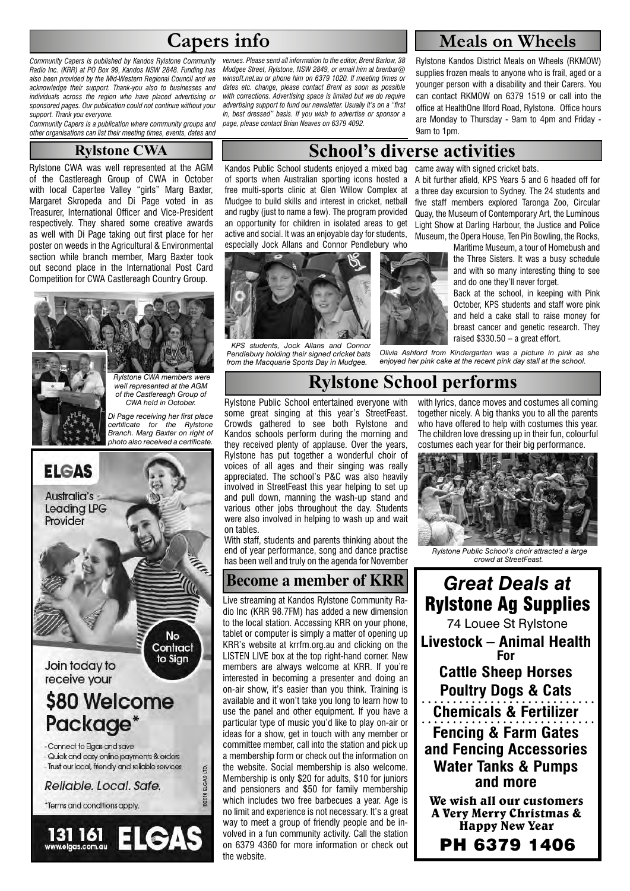## Capers info

*Community Capers is published by Kandos Rylstone Community Radio Inc. (KRR) at PO Box 99, Kandos NSW 2848. Funding has also been provided by the Mid-Western Regional Council and we acknowledge their support. Thank-you also to businesses and individuals across the region who have placed advertising or sponsored pages. Our publication could not continue without your support. Thank you everyone.*

*Community Capers is a publication where community groups and other organisations can list their meeting times, events, dates and venues. Please send all information to the editor, Brent Barlow, 38 Mudgee Street, Rylstone, NSW 2849, or email him at brenbar@winsoft.net.au or phone him on 6379 1020. If meeting times or dates etc. change, please contact Brent as soon as possible with corrections. Advertising space is limited but we do require advertising support to fund our newsletter. Usually it's on a "first in, best dressed" basis. If you wish to advertise or sponsor a page, please contact Brian Neaves on 6379 4092.*

## Meals on Wheels

Rylstone Kandos District Meals on Wheels (RKMOW) supplies frozen meals to anyone who is frail, aged or a younger person with a disability and their Carers. You can contact RKMOW on 6379 1519 or call into the office at HealthOne Ilford Road, Rylstone. Office hours are Monday to Thursday - 9am to 4pm and Friday - 9am to 1pm.

## Rylstone CWA

Rylstone CWA was well represented at the AGM of the Castlereagh Group of CWA in October with local Capertee Valley "girls" Marg Baxter, Margaret Skropeda and Di Page voted in as Treasurer, International Officer and Vice-President respectively. They shared some creative awards as well with Di Page taking out first place for her poster on weeds in the Agricultural & Environmental section while branch member, Marg Baxter took out second place in the International Post Card Competition for CWA Castlereagh Country Group.

*Rylstone CWA members were well represented at the AGM of the Castlereagh Group of CWA held in October.*

*Di Page receiving her first place certificate for the Rylstone Branch. Marg Baxter on right of photo also received a certificate.*

## School's diverse activities

Kandos Public School students enjoyed a mixed bag of sports when Australian sporting icons hosted a free multi-sports clinic at Glen Willow Complex at Mudgee to build skills and interest in cricket, netball and rugby (just to name a few). The program provided an opportunity for children in isolated areas to get active and social. It was an enjoyable day for students, especially Jock Allans and Connor Pendlebury who came away with signed cricket bats.

A bit further afield, KPS Years 5 and 6 headed off for a three day excursion to Sydney. The 24 students and five staff members explored Taronga Zoo, Circular Quay, the Museum of Contemporary Art, the Luminous Light Show at Darling Harbour, the Justice and Police Museum, the Opera House, Ten Pin Bowling, the Rocks, Maritime Museum, a tour of Homebush and the Three Sisters. It was a busy schedule and with so many interesting thing to see and do one they'll never forget.

Back at the school, in keeping with Pink October, KPS students and staff wore pink and held a cake stall to raise money for breast cancer and genetic research. They raised $330.50 – a great effort.

*KPS students, Jock Allans and Connor Pendlebury holding their signed cricket bats from the Macquarie Sports Day in Mudgee.*

*Olivia Ashford from Kindergarten was a picture in pink as she enjoyed her pink cake at the recent pink day stall at the school.*

## Rylstone School performs

Rylstone Public School entertained everyone with some great singing at this year's StreetFeast. Crowds gathered to see both Rylstone and Kandos schools perform during the morning and they received plenty of applause. Over the years, Rylstone has put together a wonderful choir of voices of all ages and their singing was really appreciated. The school's P&C was also heavily involved in StreetFeast this year helping to set up and pull down, manning the wash-up stand and various other jobs throughout the day. Students were also involved in helping to wash up and wait on tables.

With staff, students and parents thinking about the end of year performance, song and dance practise has been well and truly on the agenda for November with lyrics, dance moves and costumes all coming together nicely. A big thanks you to all the parents who have offered to help with costumes this year. The children love dressing up in their fun, colourful costumes each year for their big performance.

*Rylstone Public School's choir attracted a large crowd at StreetFeast.*

## Become a member of KRR

Live streaming at Kandos Rylstone Community Radio Inc (KRR 98.7FM) has added a new dimension to the local station. Accessing KRR on your phone, tablet or computer is simply a matter of opening up KRR's website at krrfm.org.au and clicking on the LISTEN LIVE box at the top right-hand corner. New members are always welcome at KRR. If you're interested in becoming a presenter and doing an on-air show, it's easier than you think. Training is available and it won't take you long to learn how to use the panel and other equipment. If you have a particular type of music you'd like to play on-air or ideas for a show, get in touch with any member or committee member, call into the station and pick up a membership form or check out the information on the website. Social membership is also welcome. Membership is only $20 for adults, $10 for juniors and pensioners and $50 for family membership which includes two free barbecues a year. Age is no limit and experience is not necessary. It's a great way to meet a group of friendly people and be involved in a fun community activity. Call the station on 6379 4360 for more information or check out the website.

**ELGAS**

Australia's Leading LPG Provider

No Contract to Sign

Join today to receive your

**$80 Welcome Package***

- Connect to Elgas and save
- Quick and easy online payments & orders
- Trust our local, friendly and reliable services

*Reliable. Local. Safe.*

*Terms and conditions apply.

©2018 ELGAS LTD.

**131 161** www.elgas.com.au **ELGAS**

***Great Deals at***
**Rylstone Ag Supplies**

74 Louee St Rylstone

**Livestock – Animal Health For**
**Cattle Sheep Horses**
**Poultry Dogs & Cats**
**Chemicals & Fertilizer**
**Fencing & Farm Gates and Fencing Accessories**
**Water Tanks & Pumps and more**

**We wish all our customers A Very Merry Christmas & Happy New Year**

**PH 6379 1406**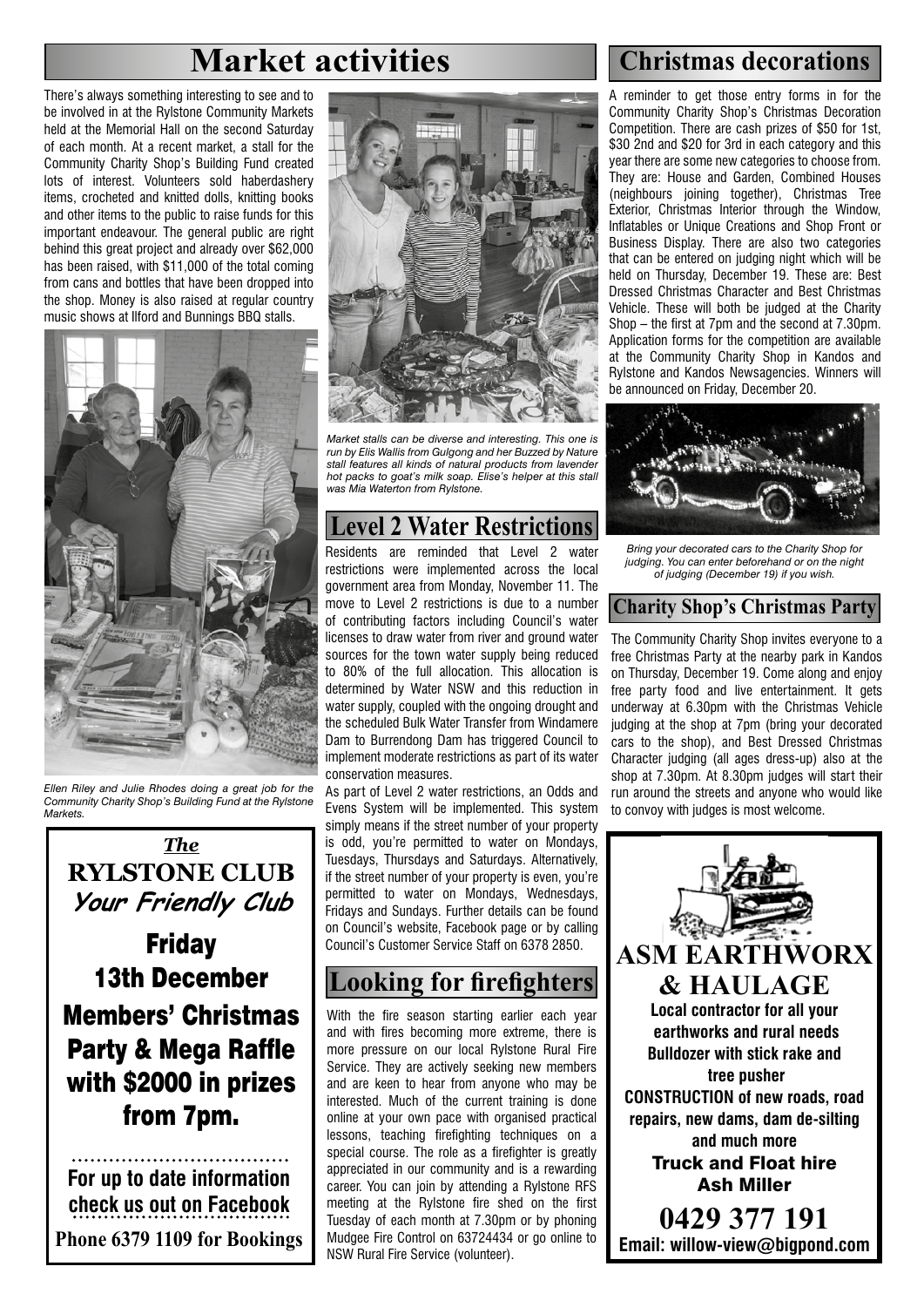# Market activities

There's always something interesting to see and to be involved in at the Rylstone Community Markets held at the Memorial Hall on the second Saturday of each month. At a recent market, a stall for the Community Charity Shop's Building Fund created lots of interest. Volunteers sold haberdashery items, crocheted and knitted dolls, knitting books and other items to the public to raise funds for this important endeavour. The general public are right behind this great project and already over $62,000 has been raised, with $11,000 of the total coming from cans and bottles that have been dropped into the shop. Money is also raised at regular country music shows at Ilford and Bunnings BBQ stalls.

*Ellen Riley and Julie Rhodes doing a great job for the Community Charity Shop's Building Fund at the Rylstone Markets.*

*Market stalls can be diverse and interesting. This one is run by Elis Wallis from Gulgong and her Buzzed by Nature stall features all kinds of natural products from lavender hot packs to goat's milk soap. Elise's helper at this stall was Mia Waterton from Rylstone.*

## Level 2 Water Restrictions

Residents are reminded that Level 2 water restrictions were implemented across the local government area from Monday, November 11. The move to Level 2 restrictions is due to a number of contributing factors including Council's water licenses to draw water from river and ground water sources for the town water supply being reduced to 80% of the full allocation. This allocation is determined by Water NSW and this reduction in water supply, coupled with the ongoing drought and the scheduled Bulk Water Transfer from Windamere Dam to Burrendong Dam has triggered Council to implement moderate restrictions as part of its water conservation measures.

As part of Level 2 water restrictions, an Odds and Evens System will be implemented. This system simply means if the street number of your property is odd, you're permitted to water on Mondays, Tuesdays, Thursdays and Saturdays. Alternatively, if the street number of your property is even, you're permitted to water on Mondays, Wednesdays, Fridays and Sundays. Further details can be found on Council's website, Facebook page or by calling Council's Customer Service Staff on 6378 2850.

## Looking for firefighters

With the fire season starting earlier each year and with fires becoming more extreme, there is more pressure on our local Rylstone Rural Fire Service. They are actively seeking new members and are keen to hear from anyone who may be interested. Much of the current training is done online at your own pace with organised practical lessons, teaching firefighting techniques on a special course. The role as a firefighter is greatly appreciated in our community and is a rewarding career. You can join by attending a Rylstone RFS meeting at the Rylstone fire shed on the first Tuesday of each month at 7.30pm or by phoning Mudgee Fire Control on 63724434 or go online to NSW Rural Fire Service (volunteer).

---

***The***
**RYLSTONE CLUB**
***Your Friendly Club***

**Friday**
**13th December**
**Members' Christmas Party & Mega Raffle with $2000 in prizes from 7pm.**

**For up to date information check us out on Facebook**

**Phone 6379 1109 for Bookings**

---

# Christmas decorations

A reminder to get those entry forms in for the Community Charity Shop's Christmas Decoration Competition. There are cash prizes of $50 for 1st, $30 2nd and $20 for 3rd in each category and this year there are some new categories to choose from. They are: House and Garden, Combined Houses (neighbours joining together), Christmas Tree Exterior, Christmas Interior through the Window, Inflatables or Unique Creations and Shop Front or Business Display. There are also two categories that can be entered on judging night which will be held on Thursday, December 19. These are: Best Dressed Christmas Character and Best Christmas Vehicle. These will both be judged at the Charity Shop – the first at 7pm and the second at 7.30pm. Application forms for the competition are available at the Community Charity Shop in Kandos and Rylstone and Kandos Newsagencies. Winners will be announced on Friday, December 20.

*Bring your decorated cars to the Charity Shop for judging. You can enter beforehand or on the night of judging (December 19) if you wish.*

## Charity Shop's Christmas Party

The Community Charity Shop invites everyone to a free Christmas Party at the nearby park in Kandos on Thursday, December 19. Come along and enjoy free party food and live entertainment. It gets underway at 6.30pm with the Christmas Vehicle judging at the shop at 7pm (bring your decorated cars to the shop), and Best Dressed Christmas Character judging (all ages dress-up) also at the shop at 7.30pm. At 8.30pm judges will start their run around the streets and anyone who would like to convoy with judges is most welcome.

---

**ASM EARTHWORX & HAULAGE**

**Local contractor for all your earthworks and rural needs**
**Bulldozer with stick rake and tree pusher**
**CONSTRUCTION of new roads, road repairs, new dams, dam de-silting and much more**
**Truck and Float hire**
**Ash Miller**
**0429 377 191**
**Email: willow-view@bigpond.com**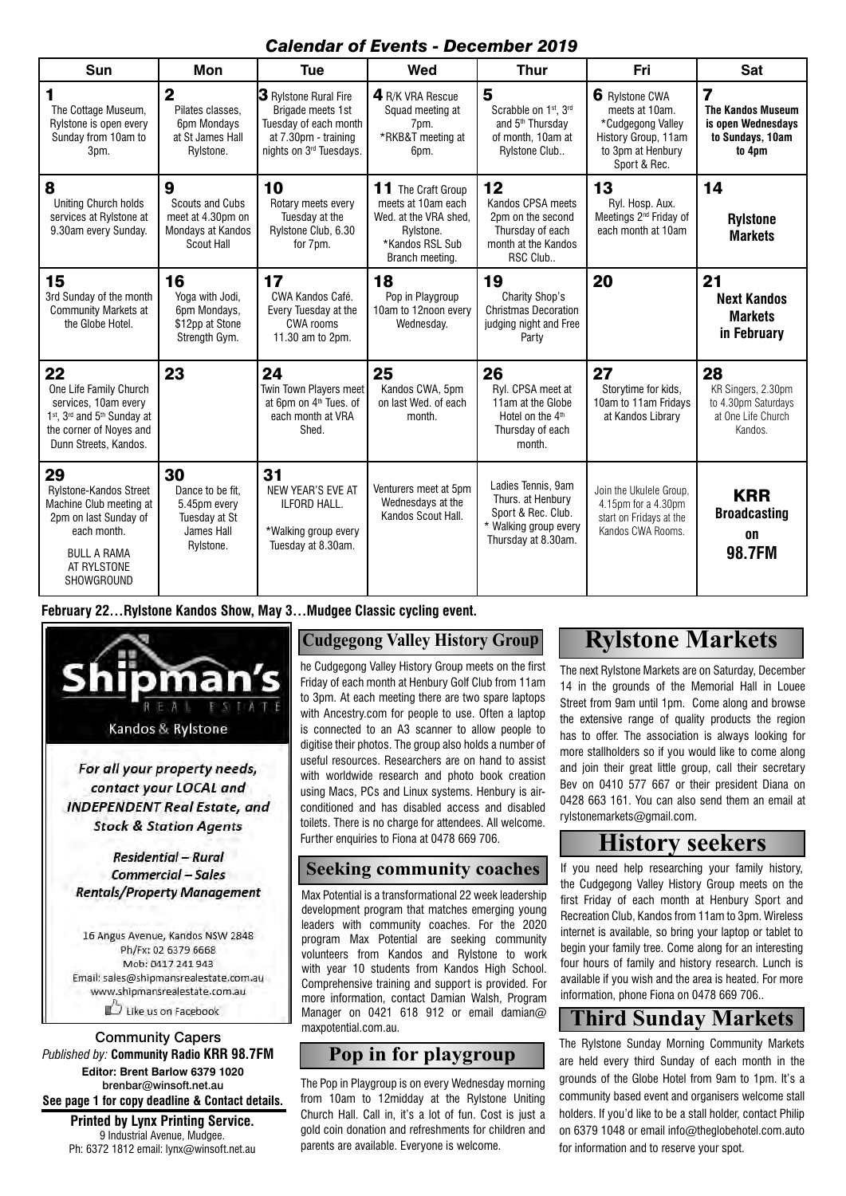## *Calendar of Events - December 2019*

| Sun | Mon | Tue | Wed | Thur | Fri | Sat |
|---|---|---|---|---|---|---|
| **1** The Cottage Museum, Rylstone is open every Sunday from 10am to 3pm. | **2** Pilates classes, 6pm Mondays at St James Hall Rylstone. | **3** Rylstone Rural Fire Brigade meets 1st Tuesday of each month at 7.30pm - training nights on 3rd Tuesdays. | **4** R/K VRA Rescue Squad meeting at 7pm. *RKB&T meeting at 6pm. | **5** Scrabble on 1st, 3rd and 5th Thursday of month, 10am at Rylstone Club.. | **6** Rylstone CWA meets at 10am. *Cudgegong Valley History Group, 11am to 3pm at Henbury Sport & Rec. | **7** **The Kandos Museum is open Wednesdays to Sundays, 10am to 4pm** |
| **8** Uniting Church holds services at Rylstone at 9.30am every Sunday. | **9** Scouts and Cubs meet at 4.30pm on Mondays at Kandos Scout Hall | **10** Rotary meets every Tuesday at the Rylstone Club, 6.30 for 7pm. | **11** The Craft Group meets at 10am each Wed. at the VRA shed, Rylstone. *Kandos RSL Sub Branch meeting. | **12** Kandos CPSA meets 2pm on the second Thursday of each month at the Kandos RSC Club.. | **13** Ryl. Hosp. Aux. Meetings 2nd Friday of each month at 10am | **14** **Rylstone Markets** |
| **15** 3rd Sunday of the month Community Markets at the Globe Hotel. | **16** Yoga with Jodi, 6pm Mondays, $12pp at Stone Strength Gym. | **17** CWA Kandos Café. Every Tuesday at the CWA rooms 11.30 am to 2pm. | **18** Pop in Playgroup 10am to 12noon every Wednesday. | **19** Charity Shop's Christmas Decoration judging night and Free Party | **20** | **21** **Next Kandos Markets in February** |
| **22** One Life Family Church services, 10am every 1st, 3rd and 5th Sunday at the corner of Noyes and Dunn Streets, Kandos. | **23** | **24** Twin Town Players meet at 6pm on 4th Tues. of each month at VRA Shed. | **25** Kandos CWA, 5pm on last Wed. of each month. | **26** Ryl. CPSA meet at 11am at the Globe Hotel on the 4th Thursday of each month. | **27** Storytime for kids, 10am to 11am Fridays at Kandos Library | **28** KR Singers, 2.30pm to 4.30pm Saturdays at One Life Church Kandos. |
| **29** Rylstone-Kandos Street Machine Club meeting at 2pm on last Sunday of each month. BULL A RAMA AT RYLSTONE SHOWGROUND | **30** Dance to be fit, 5.45pm every Tuesday at St James Hall Rylstone. | **31** NEW YEAR'S EVE AT ILFORD HALL. *Walking group every Tuesday at 8.30am. | Venturers meet at 5pm Wednesdays at the Kandos Scout Hall. | Ladies Tennis, 9am Thurs. at Henbury Sport & Rec. Club. * Walking group every Thursday at 8.30am. | Join the Ukulele Group, 4.15pm for a 4.30pm start on Fridays at the Kandos CWA Rooms. | **KRR Broadcasting on 98.7FM** |

**February 22…Rylstone Kandos Show, May 3…Mudgee Classic cycling event.**

**Shipman's** REAL ESTATE
Kandos & Rylstone

*For all your property needs, contact your LOCAL and INDEPENDENT Real Estate, and Stock & Station Agents*

*Residential – Rural*
*Commercial – Sales*
*Rentals/Property Management*

16 Angus Avenue, Kandos NSW 2848
Ph/Fx: 02 6379 6668
Mob: 0417 241 943
Email: sales@shipmansrealestate.com.au
www.shipmansrealestate.com.au
Like us on Facebook

Community Capers
*Published by:* **Community Radio KRR 98.7FM**
**Editor: Brent Barlow 6379 1020**
**brenbar@winsoft.net.au**
**See page 1 for copy deadline & Contact details.**

**Printed by Lynx Printing Service.**
9 Industrial Avenue, Mudgee.
Ph: 6372 1812 email: lynx@winsoft.net.au

## Cudgegong Valley History Group

he Cudgegong Valley History Group meets on the first Friday of each month at Henbury Golf Club from 11am to 3pm. At each meeting there are two spare laptops with Ancestry.com for people to use. Often a laptop is connected to an A3 scanner to allow people to digitise their photos. The group also holds a number of useful resources. Researchers are on hand to assist with worldwide research and photo book creation using Macs, PCs and Linux systems. Henbury is air-conditioned and has disabled access and disabled toilets. There is no charge for attendees. All welcome. Further enquiries to Fiona at 0478 669 706.

## Seeking community coaches

Max Potential is a transformational 22 week leadership development program that matches emerging young leaders with community coaches. For the 2020 program Max Potential are seeking community volunteers from Kandos and Rylstone to work with year 10 students from Kandos High School. Comprehensive training and support is provided. For more information, contact Damian Walsh, Program Manager on 0421 618 912 or email damian@maxpotential.com.au.

## Pop in for playgroup

The Pop in Playgroup is on every Wednesday morning from 10am to 12midday at the Rylstone Uniting Church Hall. Call in, it's a lot of fun. Cost is just a gold coin donation and refreshments for children and parents are available. Everyone is welcome.

## Rylstone Markets

The next Rylstone Markets are on Saturday, December 14 in the grounds of the Memorial Hall in Louee Street from 9am until 1pm. Come along and browse the extensive range of quality products the region has to offer. The association is always looking for more stallholders so if you would like to come along and join their great little group, call their secretary Bev on 0410 577 667 or their president Diana on 0428 663 161. You can also send them an email at rylstonemarkets@gmail.com.

## History seekers

If you need help researching your family history, the Cudgegong Valley History Group meets on the first Friday of each month at Henbury Sport and Recreation Club, Kandos from 11am to 3pm. Wireless internet is available, so bring your laptop or tablet to begin your family tree. Come along for an interesting four hours of family and history research. Lunch is available if you wish and the area is heated. For more information, phone Fiona on 0478 669 706..

## Third Sunday Markets

The Rylstone Sunday Morning Community Markets are held every third Sunday of each month in the grounds of the Globe Hotel from 9am to 1pm. It's a community based event and organisers welcome stall holders. If you'd like to be a stall holder, contact Philip on 6379 1048 or email info@theglobehotel.com.auto for information and to reserve your spot.